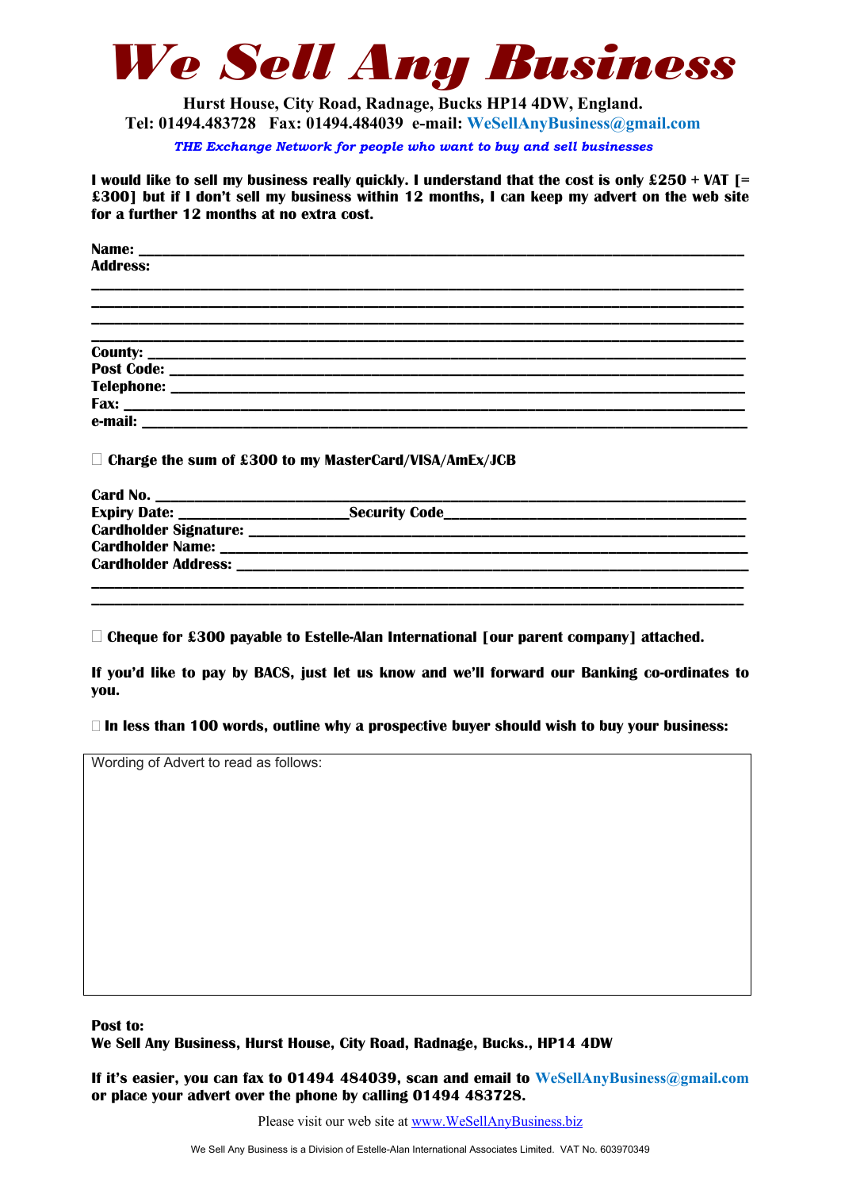# We Sell Any Business

**Hurst House, City Road, Radnage, Bucks HP14 4DW, England.**
**Tel: 01494.483728 Fax: 01494.484039 e-mail: WeSellAnyBusiness@gmail.com**

***THE Exchange Network for people who want to buy and sell businesses***

**I would like to sell my business really quickly. I understand that the cost is only £250 + VAT [= £300] but if I don't sell my business within 12 months, I can keep my advert on the web site for a further 12 months at no extra cost.**

**Name:** ______________________________________________________________
**Address:**
________________________________________________________________________
________________________________________________________________________
________________________________________________________________________
________________________________________________________________________
**County:** _____________________________________________________________
**Post Code:** __________________________________________________________
**Telephone:** __________________________________________________________
**Fax:** ________________________________________________________________
**e-mail:** _____________________________________________________________

☐ **Charge the sum of £300 to my MasterCard/VISA/AmEx/JCB**

**Card No.** ____________________________________________________________
**Expiry Date:** ____________________**Security Code**_____________________________
**Cardholder Signature:** ________________________________________________
**Cardholder Name:** ____________________________________________________
**Cardholder Address:** __________________________________________________
________________________________________________________________________
________________________________________________________________________

☐ **Cheque for £300 payable to Estelle-Alan International [our parent company] attached.**

**If you'd like to pay by BACS, just let us know and we'll forward our Banking co-ordinates to you.**

☐ **In less than 100 words, outline why a prospective buyer should wish to buy your business:**

| Wording of Advert to read as follows: |
|---|
| |

**Post to:**
**We Sell Any Business, Hurst House, City Road, Radnage, Bucks., HP14 4DW**

**If it's easier, you can fax to 01494 484039, scan and email to WeSellAnyBusiness@gmail.com or place your advert over the phone by calling 01494 483728.**

Please visit our web site at www.WeSellAnyBusiness.biz

We Sell Any Business is a Division of Estelle-Alan International Associates Limited. VAT No. 603970349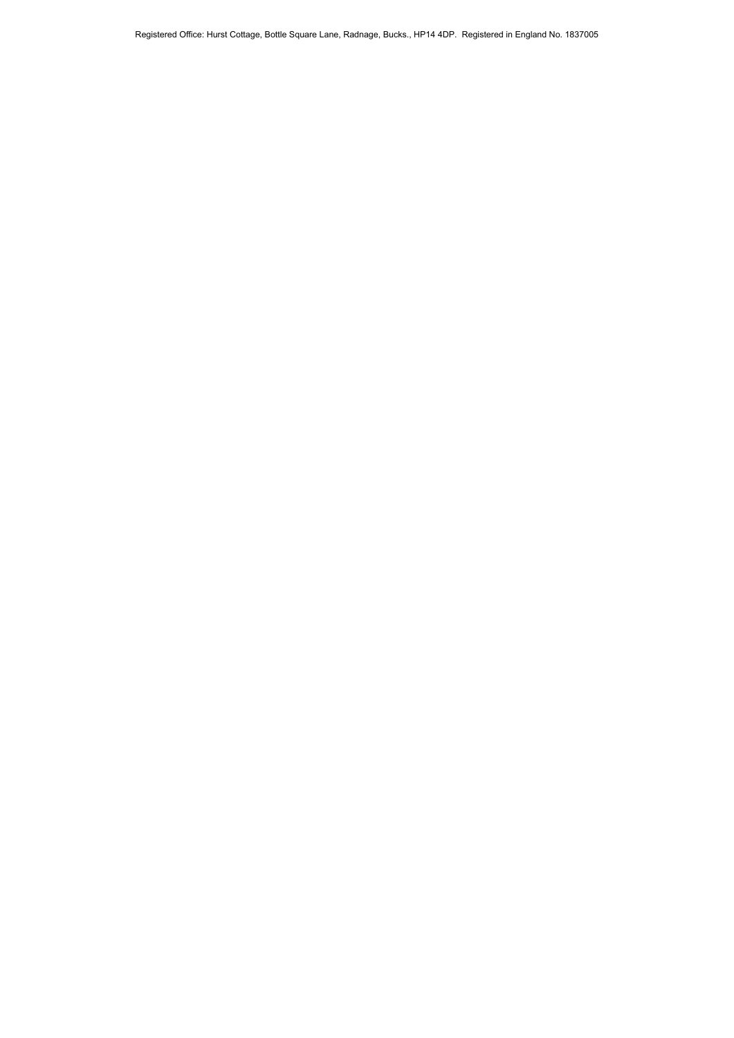Registered Office: Hurst Cottage, Bottle Square Lane, Radnage, Bucks., HP14 4DP. Registered in England No. 1837005